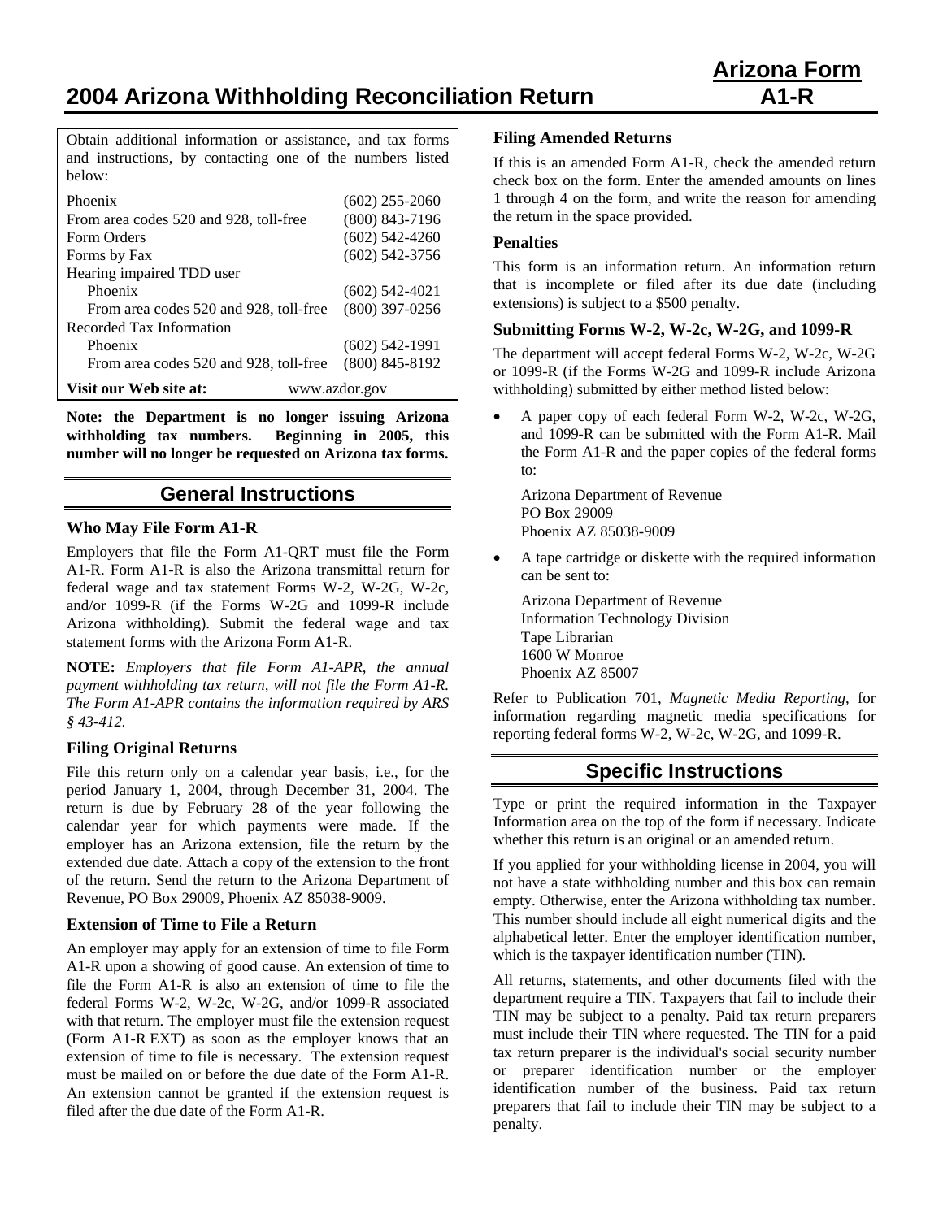# 2004 Arizona Withholding Reconciliation Return

**Arizona Form A1-R**

Obtain additional information or assistance, and tax forms and instructions, by contacting one of the numbers listed below:

| | |
|---|---|
| Phoenix | (602) 255-2060 |
| From area codes 520 and 928, toll-free | (800) 843-7196 |
| Form Orders | (602) 542-4260 |
| Forms by Fax | (602) 542-3756 |
| Hearing impaired TDD user | |
| Phoenix | (602) 542-4021 |
| From area codes 520 and 928, toll-free | (800) 397-0256 |
| Recorded Tax Information | |
| Phoenix | (602) 542-1991 |
| From area codes 520 and 928, toll-free | (800) 845-8192 |
| **Visit our Web site at:** | www.azdor.gov |

**Note: the Department is no longer issuing Arizona withholding tax numbers. Beginning in 2005, this number will no longer be requested on Arizona tax forms.**

## General Instructions

### Who May File Form A1-R

Employers that file the Form A1-QRT must file the Form A1-R. Form A1-R is also the Arizona transmittal return for federal wage and tax statement Forms W-2, W-2G, W-2c, and/or 1099-R (if the Forms W-2G and 1099-R include Arizona withholding). Submit the federal wage and tax statement forms with the Arizona Form A1-R.

**NOTE:** *Employers that file Form A1-APR, the annual payment withholding tax return, will not file the Form A1-R. The Form A1-APR contains the information required by ARS § 43-412.*

### Filing Original Returns

File this return only on a calendar year basis, i.e., for the period January 1, 2004, through December 31, 2004. The return is due by February 28 of the year following the calendar year for which payments were made. If the employer has an Arizona extension, file the return by the extended due date. Attach a copy of the extension to the front of the return. Send the return to the Arizona Department of Revenue, PO Box 29009, Phoenix AZ 85038-9009.

### Extension of Time to File a Return

An employer may apply for an extension of time to file Form A1-R upon a showing of good cause. An extension of time to file the Form A1-R is also an extension of time to file the federal Forms W-2, W-2c, W-2G, and/or 1099-R associated with that return. The employer must file the extension request (Form A1-R EXT) as soon as the employer knows that an extension of time to file is necessary. The extension request must be mailed on or before the due date of the Form A1-R. An extension cannot be granted if the extension request is filed after the due date of the Form A1-R.

### Filing Amended Returns

If this is an amended Form A1-R, check the amended return check box on the form. Enter the amended amounts on lines 1 through 4 on the form, and write the reason for amending the return in the space provided.

### Penalties

This form is an information return. An information return that is incomplete or filed after its due date (including extensions) is subject to a $500 penalty.

### Submitting Forms W-2, W-2c, W-2G, and 1099-R

The department will accept federal Forms W-2, W-2c, W-2G or 1099-R (if the Forms W-2G and 1099-R include Arizona withholding) submitted by either method listed below:

- A paper copy of each federal Form W-2, W-2c, W-2G, and 1099-R can be submitted with the Form A1-R. Mail the Form A1-R and the paper copies of the federal forms to:

  Arizona Department of Revenue
  PO Box 29009
  Phoenix AZ 85038-9009

- A tape cartridge or diskette with the required information can be sent to:

  Arizona Department of Revenue
  Information Technology Division
  Tape Librarian
  1600 W Monroe
  Phoenix AZ 85007

Refer to Publication 701, *Magnetic Media Reporting*, for information regarding magnetic media specifications for reporting federal forms W-2, W-2c, W-2G, and 1099-R.

## Specific Instructions

Type or print the required information in the Taxpayer Information area on the top of the form if necessary. Indicate whether this return is an original or an amended return.

If you applied for your withholding license in 2004, you will not have a state withholding number and this box can remain empty. Otherwise, enter the Arizona withholding tax number. This number should include all eight numerical digits and the alphabetical letter. Enter the employer identification number, which is the taxpayer identification number (TIN).

All returns, statements, and other documents filed with the department require a TIN. Taxpayers that fail to include their TIN may be subject to a penalty. Paid tax return preparers must include their TIN where requested. The TIN for a paid tax return preparer is the individual's social security number or preparer identification number or the employer identification number of the business. Paid tax return preparers that fail to include their TIN may be subject to a penalty.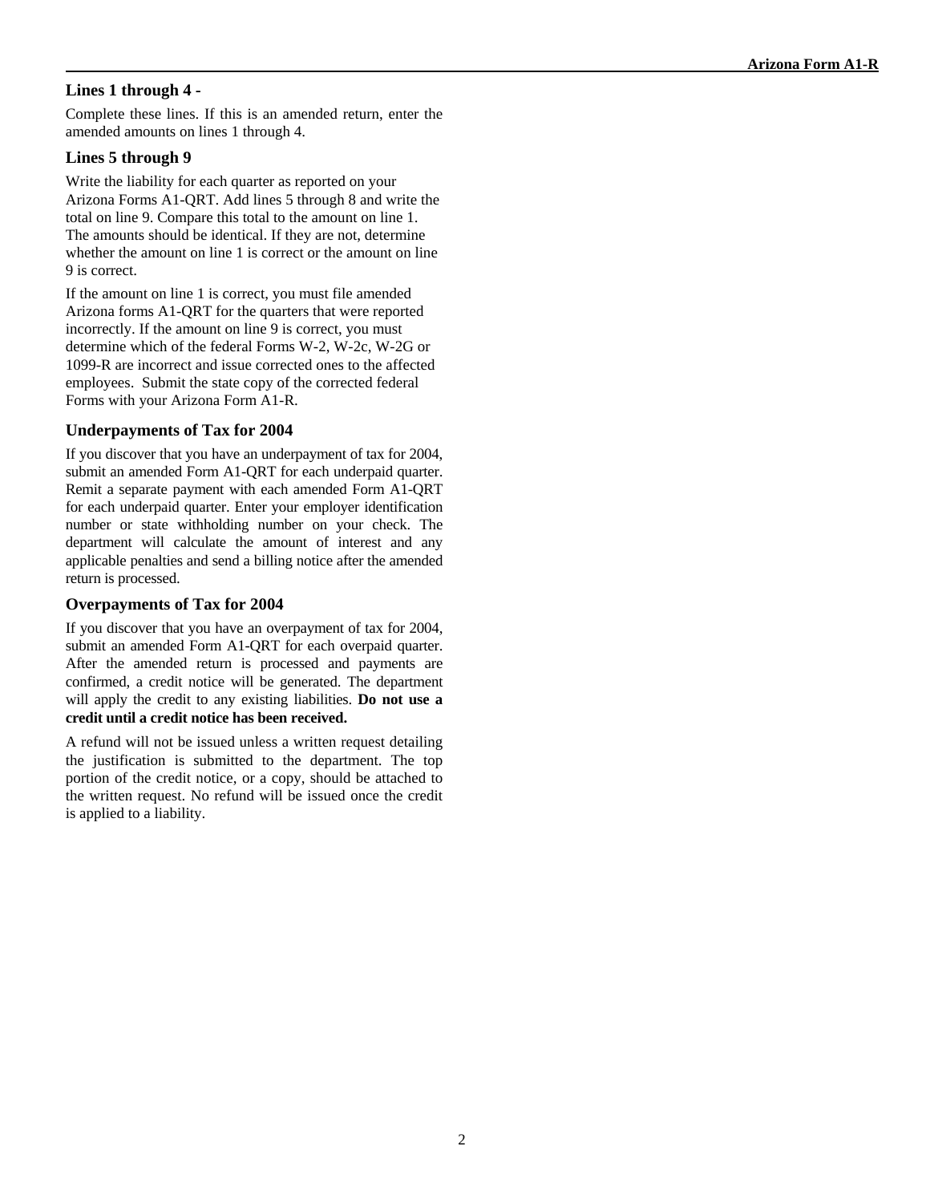### Lines 1 through 4 -

Complete these lines. If this is an amended return, enter the amended amounts on lines 1 through 4.

### Lines 5 through 9

Write the liability for each quarter as reported on your Arizona Forms A1-QRT. Add lines 5 through 8 and write the total on line 9. Compare this total to the amount on line 1. The amounts should be identical. If they are not, determine whether the amount on line 1 is correct or the amount on line 9 is correct.

If the amount on line 1 is correct, you must file amended Arizona forms A1-QRT for the quarters that were reported incorrectly. If the amount on line 9 is correct, you must determine which of the federal Forms W-2, W-2c, W-2G or 1099-R are incorrect and issue corrected ones to the affected employees. Submit the state copy of the corrected federal Forms with your Arizona Form A1-R.

### Underpayments of Tax for 2004

If you discover that you have an underpayment of tax for 2004, submit an amended Form A1-QRT for each underpaid quarter. Remit a separate payment with each amended Form A1-QRT for each underpaid quarter. Enter your employer identification number or state withholding number on your check. The department will calculate the amount of interest and any applicable penalties and send a billing notice after the amended return is processed.

### Overpayments of Tax for 2004

If you discover that you have an overpayment of tax for 2004, submit an amended Form A1-QRT for each overpaid quarter. After the amended return is processed and payments are confirmed, a credit notice will be generated. The department will apply the credit to any existing liabilities. **Do not use a credit until a credit notice has been received.**

A refund will not be issued unless a written request detailing the justification is submitted to the department. The top portion of the credit notice, or a copy, should be attached to the written request. No refund will be issued once the credit is applied to a liability.